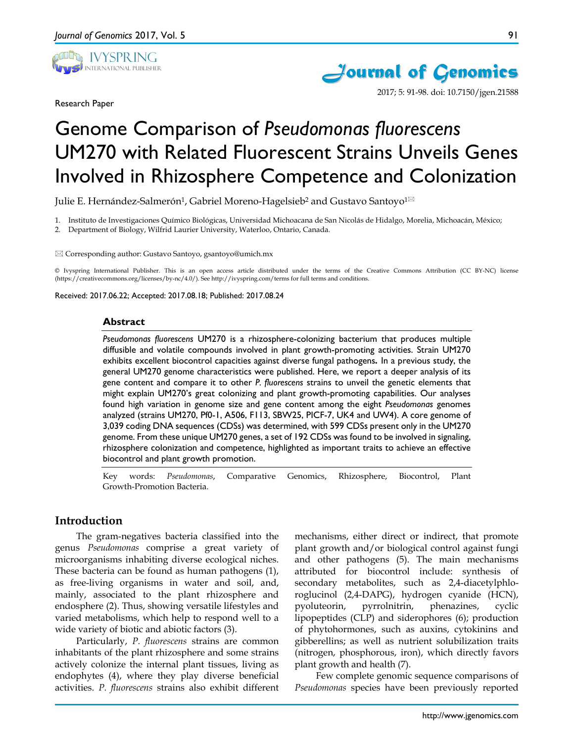Research Paper

# Genome Comparison of *Pseudomonas fluorescens* UM270 with Related Fluorescent Strains Unveils Genes Involved in Rhizosphere Competence and Colonization

Julie E. Hernández-Salmerón[1], Gabriel Moreno-Hagelsieb[2] and Gustavo Santoyo[1]✉

1. Instituto de Investigaciones Químico Biológicas, Universidad Michoacana de San Nicolás de Hidalgo, Morelia, Michoacán, México;
2. Department of Biology, Wilfrid Laurier University, Waterloo, Ontario, Canada.

✉ Corresponding author: Gustavo Santoyo, gsantoyo@umich.mx

© Ivyspring International Publisher. This is an open access article distributed under the terms of the Creative Commons Attribution (CC BY-NC) license (https://creativecommons.org/licenses/by-nc/4.0/). See http://ivyspring.com/terms for full terms and conditions.

Received: 2017.06.22; Accepted: 2017.08.18; Published: 2017.08.24

## Abstract

*Pseudomonas fluorescens* UM270 is a rhizosphere-colonizing bacterium that produces multiple diffusible and volatile compounds involved in plant growth-promoting activities. Strain UM270 exhibits excellent biocontrol capacities against diverse fungal pathogens**.** In a previous study, the general UM270 genome characteristics were published. Here, we report a deeper analysis of its gene content and compare it to other *P. fluorescens* strains to unveil the genetic elements that might explain UM270's great colonizing and plant growth-promoting capabilities. Our analyses found high variation in genome size and gene content among the eight *Pseudomonas* genomes analyzed (strains UM270, Pf0-1, A506, F113, SBW25, PICF-7, UK4 and UW4). A core genome of 3,039 coding DNA sequences (CDSs) was determined, with 599 CDSs present only in the UM270 genome. From these unique UM270 genes, a set of 192 CDSs was found to be involved in signaling, rhizosphere colonization and competence, highlighted as important traits to achieve an effective biocontrol and plant growth promotion.

Key words: *Pseudomonas*, Comparative Genomics, Rhizosphere, Biocontrol, Plant Growth-Promotion Bacteria.

## Introduction

The gram-negatives bacteria classified into the genus *Pseudomonas* comprise a great variety of microorganisms inhabiting diverse ecological niches. These bacteria can be found as human pathogens (1), as free-living organisms in water and soil, and, mainly, associated to the plant rhizosphere and endosphere (2). Thus, showing versatile lifestyles and varied metabolisms, which help to respond well to a wide variety of biotic and abiotic factors (3).

Particularly, *P. fluorescens* strains are common inhabitants of the plant rhizosphere and some strains actively colonize the internal plant tissues, living as endophytes (4), where they play diverse beneficial activities. *P. fluorescens* strains also exhibit different mechanisms, either direct or indirect, that promote plant growth and/or biological control against fungi and other pathogens (5). The main mechanisms attributed for biocontrol include: synthesis of secondary metabolites, such as 2,4-diacetylphloroglucinol (2,4-DAPG), hydrogen cyanide (HCN), pyoluteorin, pyrrolnitrin, phenazines, cyclic lipopeptides (CLP) and siderophores (6); production of phytohormones, such as auxins, cytokinins and gibberellins; as well as nutrient solubilization traits (nitrogen, phosphorous, iron), which directly favors plant growth and health (7).

Few complete genomic sequence comparisons of *Pseudomonas* species have been previously reported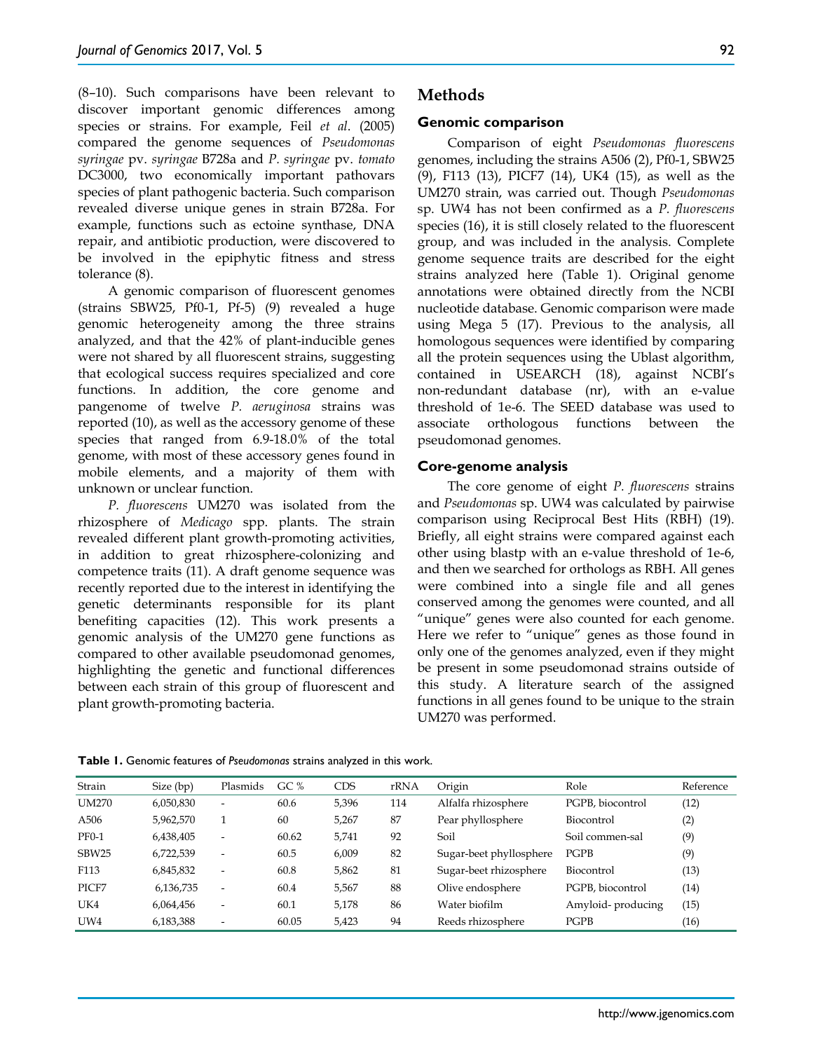(8–10). Such comparisons have been relevant to discover important genomic differences among species or strains. For example, Feil *et al*. (2005) compared the genome sequences of *Pseudomonas syringae* pv. *syringae* B728a and *P. syringae* pv. *tomato* DC3000, two economically important pathovars species of plant pathogenic bacteria. Such comparison revealed diverse unique genes in strain B728a. For example, functions such as ectoine synthase, DNA repair, and antibiotic production, were discovered to be involved in the epiphytic fitness and stress tolerance (8).

A genomic comparison of fluorescent genomes (strains SBW25, Pf0-1, Pf-5) (9) revealed a huge genomic heterogeneity among the three strains analyzed, and that the 42% of plant-inducible genes were not shared by all fluorescent strains, suggesting that ecological success requires specialized and core functions. In addition, the core genome and pangenome of twelve *P. aeruginosa* strains was reported (10), as well as the accessory genome of these species that ranged from 6.9-18.0% of the total genome, with most of these accessory genes found in mobile elements, and a majority of them with unknown or unclear function.

*P. fluorescens* UM270 was isolated from the rhizosphere of *Medicago* spp. plants. The strain revealed different plant growth-promoting activities, in addition to great rhizosphere-colonizing and competence traits (11). A draft genome sequence was recently reported due to the interest in identifying the genetic determinants responsible for its plant benefiting capacities (12). This work presents a genomic analysis of the UM270 gene functions as compared to other available pseudomonad genomes, highlighting the genetic and functional differences between each strain of this group of fluorescent and plant growth-promoting bacteria.

## Methods

### Genomic comparison

Comparison of eight *Pseudomonas fluorescens* genomes, including the strains A506 (2), Pf0-1, SBW25 (9), F113 (13), PICF7 (14), UK4 (15), as well as the UM270 strain, was carried out. Though *Pseudomonas* sp. UW4 has not been confirmed as a *P. fluorescens* species (16), it is still closely related to the fluorescent group, and was included in the analysis. Complete genome sequence traits are described for the eight strains analyzed here (Table 1). Original genome annotations were obtained directly from the NCBI nucleotide database. Genomic comparison were made using Mega 5 (17). Previous to the analysis, all homologous sequences were identified by comparing all the protein sequences using the Ublast algorithm, contained in USEARCH (18), against NCBI's non-redundant database (nr), with an e-value threshold of 1e-6. The SEED database was used to associate orthologous functions between the pseudomonad genomes.

### Core-genome analysis

The core genome of eight *P. fluorescens* strains and *Pseudomonas* sp. UW4 was calculated by pairwise comparison using Reciprocal Best Hits (RBH) (19). Briefly, all eight strains were compared against each other using blastp with an e-value threshold of 1e-6, and then we searched for orthologs as RBH. All genes were combined into a single file and all genes conserved among the genomes were counted, and all "unique" genes were also counted for each genome. Here we refer to "unique" genes as those found in only one of the genomes analyzed, even if they might be present in some pseudomonad strains outside of this study. A literature search of the assigned functions in all genes found to be unique to the strain UM270 was performed.

**Table 1.** Genomic features of *Pseudomonas* strains analyzed in this work.

| Strain | Size (bp) | Plasmids | GC % | CDS | rRNA | Origin | Role | Reference |
|---|---|---|---|---|---|---|---|---|
| UM270 | 6,050,830 | - | 60.6 | 5,396 | 114 | Alfalfa rhizosphere | PGPB, biocontrol | (12) |
| A506 | 5,962,570 | 1 | 60 | 5,267 | 87 | Pear phyllosphere | Biocontrol | (2) |
| PF0-1 | 6,438,405 | - | 60.62 | 5,741 | 92 | Soil | Soil commen-sal | (9) |
| SBW25 | 6,722,539 | - | 60.5 | 6,009 | 82 | Sugar-beet phyllosphere | PGPB | (9) |
| F113 | 6,845,832 | - | 60.8 | 5,862 | 81 | Sugar-beet rhizosphere | Biocontrol | (13) |
| PICF7 | 6,136,735 | - | 60.4 | 5,567 | 88 | Olive endosphere | PGPB, biocontrol | (14) |
| UK4 | 6,064,456 | - | 60.1 | 5,178 | 86 | Water biofilm | Amyloid- producing | (15) |
| UW4 | 6,183,388 | - | 60.05 | 5,423 | 94 | Reeds rhizosphere | PGPB | (16) |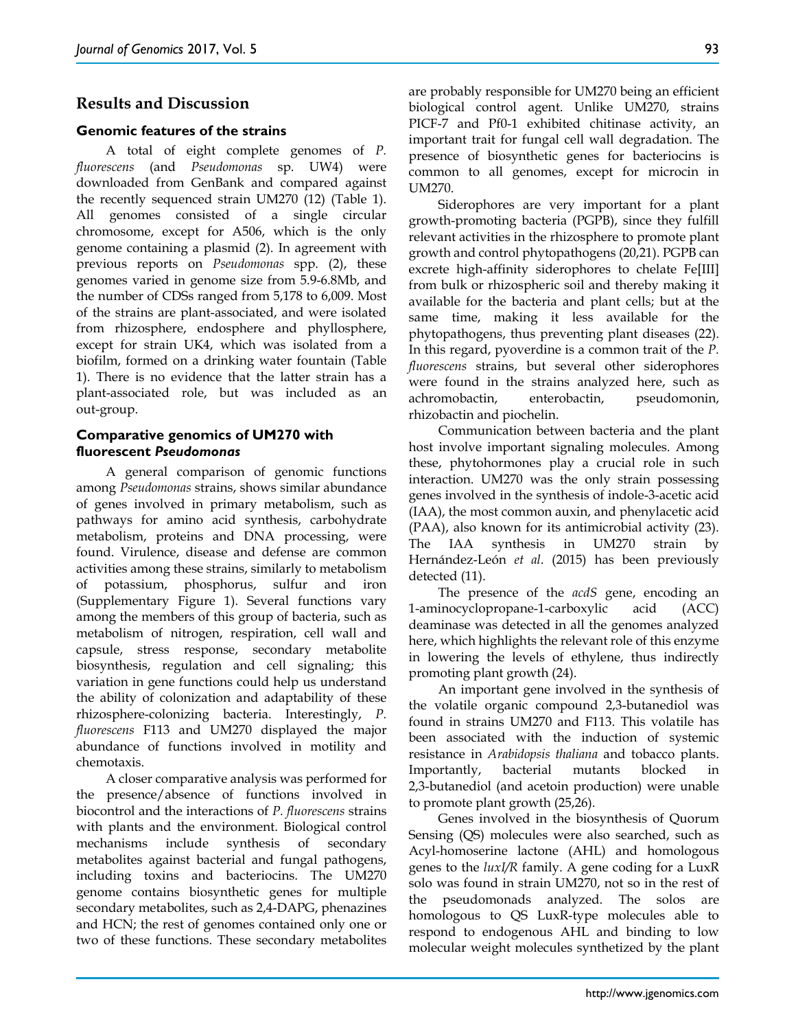## Results and Discussion

### Genomic features of the strains

A total of eight complete genomes of *P. fluorescens* (and *Pseudomonas* sp. UW4) were downloaded from GenBank and compared against the recently sequenced strain UM270 (12) (Table 1). All genomes consisted of a single circular chromosome, except for A506, which is the only genome containing a plasmid (2). In agreement with previous reports on *Pseudomonas* spp. (2), these genomes varied in genome size from 5.9-6.8Mb, and the number of CDSs ranged from 5,178 to 6,009. Most of the strains are plant-associated, and were isolated from rhizosphere, endosphere and phyllosphere, except for strain UK4, which was isolated from a biofilm, formed on a drinking water fountain (Table 1). There is no evidence that the latter strain has a plant-associated role, but was included as an out-group.

### Comparative genomics of UM270 with fluorescent *Pseudomonas*

A general comparison of genomic functions among *Pseudomonas* strains, shows similar abundance of genes involved in primary metabolism, such as pathways for amino acid synthesis, carbohydrate metabolism, proteins and DNA processing, were found. Virulence, disease and defense are common activities among these strains, similarly to metabolism of potassium, phosphorus, sulfur and iron (Supplementary Figure 1). Several functions vary among the members of this group of bacteria, such as metabolism of nitrogen, respiration, cell wall and capsule, stress response, secondary metabolite biosynthesis, regulation and cell signaling; this variation in gene functions could help us understand the ability of colonization and adaptability of these rhizosphere-colonizing bacteria. Interestingly, *P. fluorescens* F113 and UM270 displayed the major abundance of functions involved in motility and chemotaxis.

A closer comparative analysis was performed for the presence/absence of functions involved in biocontrol and the interactions of *P. fluorescens* strains with plants and the environment. Biological control mechanisms include synthesis of secondary metabolites against bacterial and fungal pathogens, including toxins and bacteriocins. The UM270 genome contains biosynthetic genes for multiple secondary metabolites, such as 2,4-DAPG, phenazines and HCN; the rest of genomes contained only one or two of these functions. These secondary metabolites are probably responsible for UM270 being an efficient biological control agent. Unlike UM270, strains PICF-7 and Pf0-1 exhibited chitinase activity, an important trait for fungal cell wall degradation. The presence of biosynthetic genes for bacteriocins is common to all genomes, except for microcin in UM270.

Siderophores are very important for a plant growth-promoting bacteria (PGPB), since they fulfill relevant activities in the rhizosphere to promote plant growth and control phytopathogens (20,21). PGPB can excrete high-affinity siderophores to chelate Fe[III] from bulk or rhizospheric soil and thereby making it available for the bacteria and plant cells; but at the same time, making it less available for the phytopathogens, thus preventing plant diseases (22). In this regard, pyoverdine is a common trait of the *P. fluorescens* strains, but several other siderophores were found in the strains analyzed here, such as achromobactin, enterobactin, pseudomonin, rhizobactin and piochelin.

Communication between bacteria and the plant host involve important signaling molecules. Among these, phytohormones play a crucial role in such interaction. UM270 was the only strain possessing genes involved in the synthesis of indole-3-acetic acid (IAA), the most common auxin, and phenylacetic acid (PAA), also known for its antimicrobial activity (23). The IAA synthesis in UM270 strain by Hernández-León *et al*. (2015) has been previously detected (11).

The presence of the *acdS* gene, encoding an 1-aminocyclopropane-1-carboxylic acid (ACC) deaminase was detected in all the genomes analyzed here, which highlights the relevant role of this enzyme in lowering the levels of ethylene, thus indirectly promoting plant growth (24).

An important gene involved in the synthesis of the volatile organic compound 2,3-butanediol was found in strains UM270 and F113. This volatile has been associated with the induction of systemic resistance in *Arabidopsis thaliana* and tobacco plants. Importantly, bacterial mutants blocked in 2,3-butanediol (and acetoin production) were unable to promote plant growth (25,26).

Genes involved in the biosynthesis of Quorum Sensing (QS) molecules were also searched, such as Acyl-homoserine lactone (AHL) and homologous genes to the *luxI/R* family. A gene coding for a LuxR solo was found in strain UM270, not so in the rest of the pseudomonads analyzed. The solos are homologous to QS LuxR-type molecules able to respond to endogenous AHL and binding to low molecular weight molecules synthetized by the plant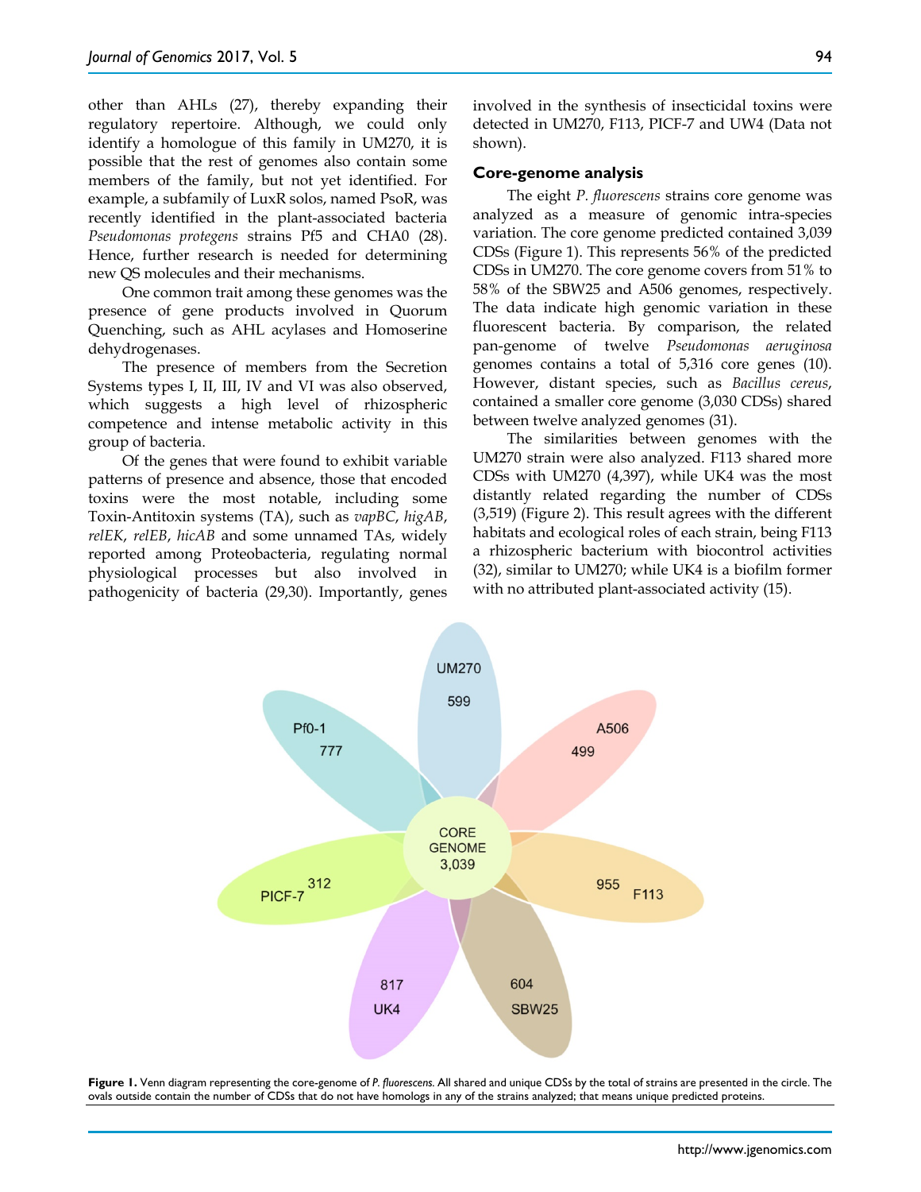other than AHLs (27), thereby expanding their regulatory repertoire. Although, we could only identify a homologue of this family in UM270, it is possible that the rest of genomes also contain some members of the family, but not yet identified. For example, a subfamily of LuxR solos, named PsoR, was recently identified in the plant-associated bacteria *Pseudomonas protegens* strains Pf5 and CHA0 (28). Hence, further research is needed for determining new QS molecules and their mechanisms.

One common trait among these genomes was the presence of gene products involved in Quorum Quenching, such as AHL acylases and Homoserine dehydrogenases.

The presence of members from the Secretion Systems types I, II, III, IV and VI was also observed, which suggests a high level of rhizospheric competence and intense metabolic activity in this group of bacteria.

Of the genes that were found to exhibit variable patterns of presence and absence, those that encoded toxins were the most notable, including some Toxin-Antitoxin systems (TA), such as *vapBC*, *higAB*, *relEK*, *relEB*, *hicAB* and some unnamed TAs, widely reported among Proteobacteria, regulating normal physiological processes but also involved in pathogenicity of bacteria (29,30). Importantly, genes involved in the synthesis of insecticidal toxins were detected in UM270, F113, PICF-7 and UW4 (Data not shown).

### Core-genome analysis

The eight *P. fluorescens* strains core genome was analyzed as a measure of genomic intra-species variation. The core genome predicted contained 3,039 CDSs (Figure 1). This represents 56% of the predicted CDSs in UM270. The core genome covers from 51% to 58% of the SBW25 and A506 genomes, respectively. The data indicate high genomic variation in these fluorescent bacteria. By comparison, the related pan-genome of twelve *Pseudomonas aeruginosa* genomes contains a total of 5,316 core genes (10). However, distant species, such as *Bacillus cereus*, contained a smaller core genome (3,030 CDSs) shared between twelve analyzed genomes (31).

The similarities between genomes with the UM270 strain were also analyzed. F113 shared more CDSs with UM270 (4,397), while UK4 was the most distantly related regarding the number of CDSs (3,519) (Figure 2). This result agrees with the different habitats and ecological roles of each strain, being F113 a rhizospheric bacterium with biocontrol activities (32), similar to UM270; while UK4 is a biofilm former with no attributed plant-associated activity (15).

**Figure 1.** Venn diagram representing the core-genome of *P. fluorescens*. All shared and unique CDSs by the total of strains are presented in the circle. The ovals outside contain the number of CDSs that do not have homologs in any of the strains analyzed; that means unique predicted proteins.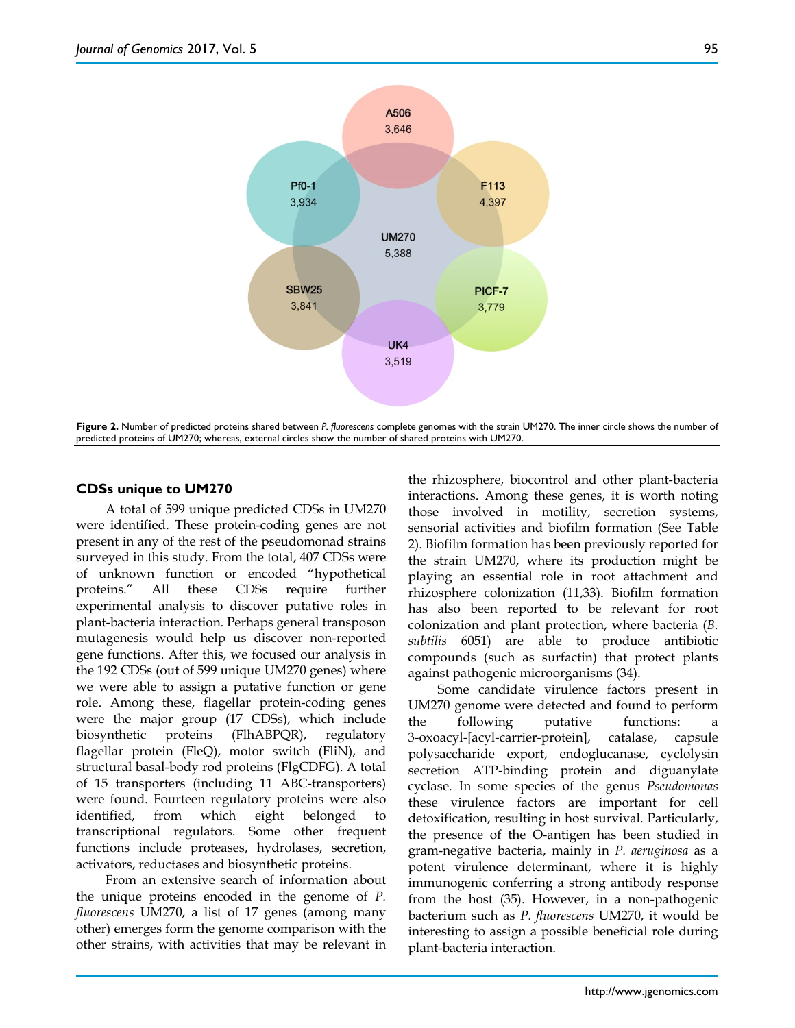Figure 2. Number of predicted proteins shared between *P. fluorescens* complete genomes with the strain UM270. The inner circle shows the number of predicted proteins of UM270; whereas, external circles show the number of shared proteins with UM270.

### CDSs unique to UM270

A total of 599 unique predicted CDSs in UM270 were identified. These protein-coding genes are not present in any of the rest of the pseudomonad strains surveyed in this study. From the total, 407 CDSs were of unknown function or encoded "hypothetical proteins." All these CDSs require further experimental analysis to discover putative roles in plant-bacteria interaction. Perhaps general transposon mutagenesis would help us discover non-reported gene functions. After this, we focused our analysis in the 192 CDSs (out of 599 unique UM270 genes) where we were able to assign a putative function or gene role. Among these, flagellar protein-coding genes were the major group (17 CDSs), which include biosynthetic proteins (FlhABPQR), regulatory flagellar protein (FleQ), motor switch (FliN), and structural basal-body rod proteins (FlgCDFG). A total of 15 transporters (including 11 ABC-transporters) were found. Fourteen regulatory proteins were also identified, from which eight belonged to transcriptional regulators. Some other frequent functions include proteases, hydrolases, secretion, activators, reductases and biosynthetic proteins.

From an extensive search of information about the unique proteins encoded in the genome of *P. fluorescens* UM270, a list of 17 genes (among many other) emerges form the genome comparison with the other strains, with activities that may be relevant in the rhizosphere, biocontrol and other plant-bacteria interactions. Among these genes, it is worth noting those involved in motility, secretion systems, sensorial activities and biofilm formation (See Table 2). Biofilm formation has been previously reported for the strain UM270, where its production might be playing an essential role in root attachment and rhizosphere colonization (11,33). Biofilm formation has also been reported to be relevant for root colonization and plant protection, where bacteria (*B. subtilis* 6051) are able to produce antibiotic compounds (such as surfactin) that protect plants against pathogenic microorganisms (34).

Some candidate virulence factors present in UM270 genome were detected and found to perform the following putative functions: a 3-oxoacyl-[acyl-carrier-protein], catalase, capsule polysaccharide export, endoglucanase, cyclolysin secretion ATP-binding protein and diguanylate cyclase. In some species of the genus *Pseudomonas* these virulence factors are important for cell detoxification, resulting in host survival. Particularly, the presence of the O-antigen has been studied in gram-negative bacteria, mainly in *P. aeruginosa* as a potent virulence determinant, where it is highly immunogenic conferring a strong antibody response from the host (35). However, in a non-pathogenic bacterium such as *P. fluorescens* UM270, it would be interesting to assign a possible beneficial role during plant-bacteria interaction.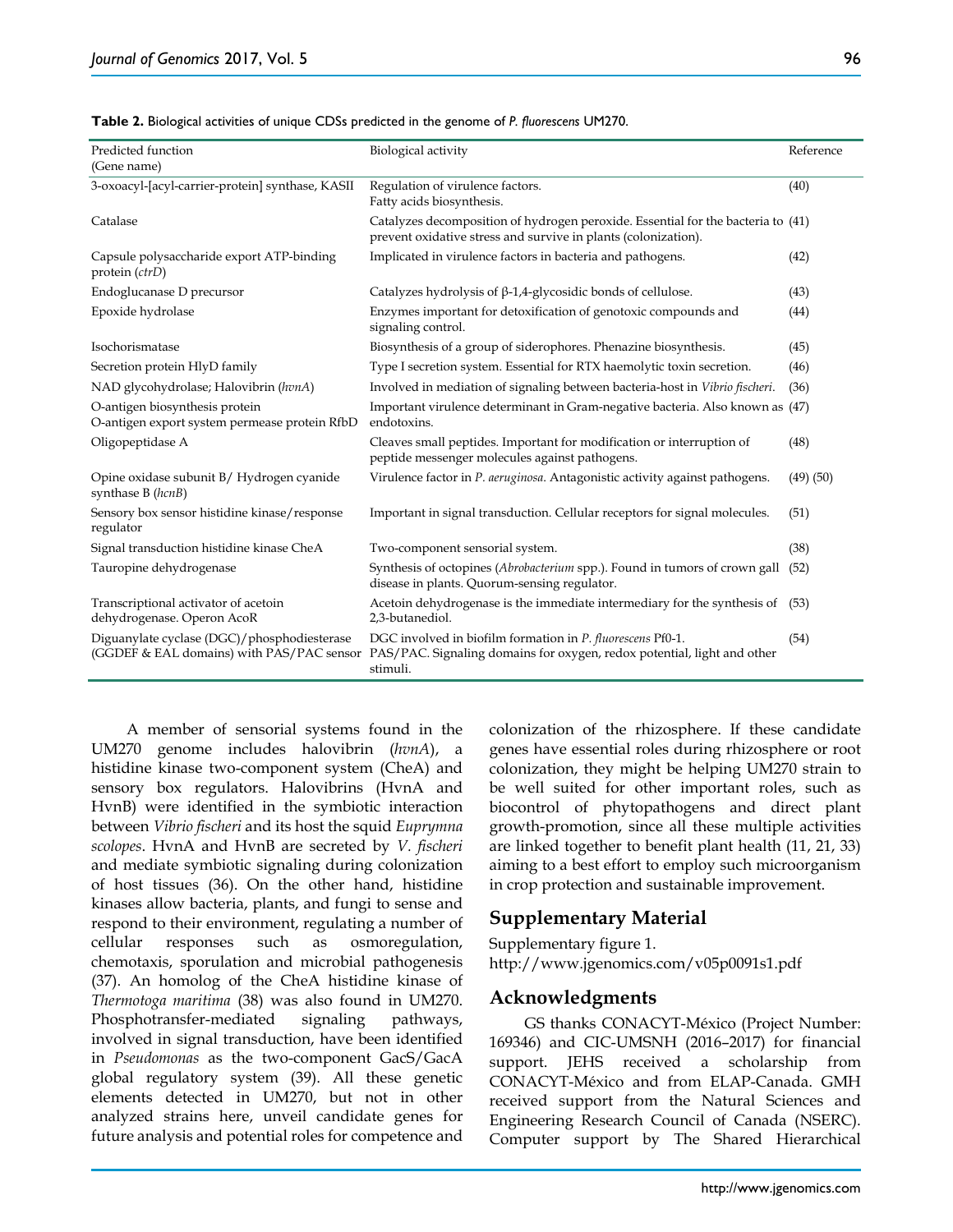**Table 2.** Biological activities of unique CDSs predicted in the genome of *P. fluorescens* UM270.

| Predicted function (Gene name) | Biological activity | Reference |
|---|---|---|
| 3-oxoacyl-[acyl-carrier-protein] synthase, KASII | Regulation of virulence factors. Fatty acids biosynthesis. | (40) |
| Catalase | Catalyzes decomposition of hydrogen peroxide. Essential for the bacteria to prevent oxidative stress and survive in plants (colonization). | (41) |
| Capsule polysaccharide export ATP-binding protein (*ctrD*) | Implicated in virulence factors in bacteria and pathogens. | (42) |
| Endoglucanase D precursor | Catalyzes hydrolysis of β-1,4-glycosidic bonds of cellulose. | (43) |
| Epoxide hydrolase | Enzymes important for detoxification of genotoxic compounds and signaling control. | (44) |
| Isochorismatase | Biosynthesis of a group of siderophores. Phenazine biosynthesis. | (45) |
| Secretion protein HlyD family | Type I secretion system. Essential for RTX haemolytic toxin secretion. | (46) |
| NAD glycohydrolase; Halovibrin (*hvnA*) | Involved in mediation of signaling between bacteria-host in *Vibrio fischeri*. | (36) |
| O-antigen biosynthesis protein O-antigen export system permease protein RfbD | Important virulence determinant in Gram-negative bacteria. Also known as endotoxins. | (47) |
| Oligopeptidase A | Cleaves small peptides. Important for modification or interruption of peptide messenger molecules against pathogens. | (48) |
| Opine oxidase subunit B/ Hydrogen cyanide synthase B (*hcnB*) | Virulence factor in *P. aeruginosa*. Antagonistic activity against pathogens. | (49) (50) |
| Sensory box sensor histidine kinase/response regulator | Important in signal transduction. Cellular receptors for signal molecules. | (51) |
| Signal transduction histidine kinase CheA | Two-component sensorial system. | (38) |
| Tauropine dehydrogenase | Synthesis of octopines (*Abrobacterium* spp.). Found in tumors of crown gall disease in plants. Quorum-sensing regulator. | (52) |
| Transcriptional activator of acetoin dehydrogenase. Operon AcoR | Acetoin dehydrogenase is the immediate intermediary for the synthesis of 2,3-butanediol. | (53) |
| Diguanylate cyclase (DGC)/phosphodiesterase (GGDEF & EAL domains) with PAS/PAC sensor | DGC involved in biofilm formation in *P. fluorescens* Pf0-1. PAS/PAC. Signaling domains for oxygen, redox potential, light and other stimuli. | (54) |

A member of sensorial systems found in the UM270 genome includes halovibrin (*hvnA*), a histidine kinase two-component system (CheA) and sensory box regulators. Halovibrins (HvnA and HvnB) were identified in the symbiotic interaction between *Vibrio fischeri* and its host the squid *Euprymna scolopes*. HvnA and HvnB are secreted by *V. fischeri* and mediate symbiotic signaling during colonization of host tissues (36). On the other hand, histidine kinases allow bacteria, plants, and fungi to sense and respond to their environment, regulating a number of cellular responses such as osmoregulation, chemotaxis, sporulation and microbial pathogenesis (37). An homolog of the CheA histidine kinase of *Thermotoga maritima* (38) was also found in UM270. Phosphotransfer-mediated signaling pathways, involved in signal transduction, have been identified in *Pseudomonas* as the two-component GacS/GacA global regulatory system (39). All these genetic elements detected in UM270, but not in other analyzed strains here, unveil candidate genes for future analysis and potential roles for competence and colonization of the rhizosphere. If these candidate genes have essential roles during rhizosphere or root colonization, they might be helping UM270 strain to be well suited for other important roles, such as biocontrol of phytopathogens and direct plant growth-promotion, since all these multiple activities are linked together to benefit plant health (11, 21, 33) aiming to a best effort to employ such microorganism in crop protection and sustainable improvement.

## Supplementary Material

Supplementary figure 1.
http://www.jgenomics.com/v05p0091s1.pdf

## Acknowledgments

GS thanks CONACYT-México (Project Number: 169346) and CIC-UMSNH (2016–2017) for financial support. JEHS received a scholarship from CONACYT-México and from ELAP-Canada. GMH received support from the Natural Sciences and Engineering Research Council of Canada (NSERC). Computer support by The Shared Hierarchical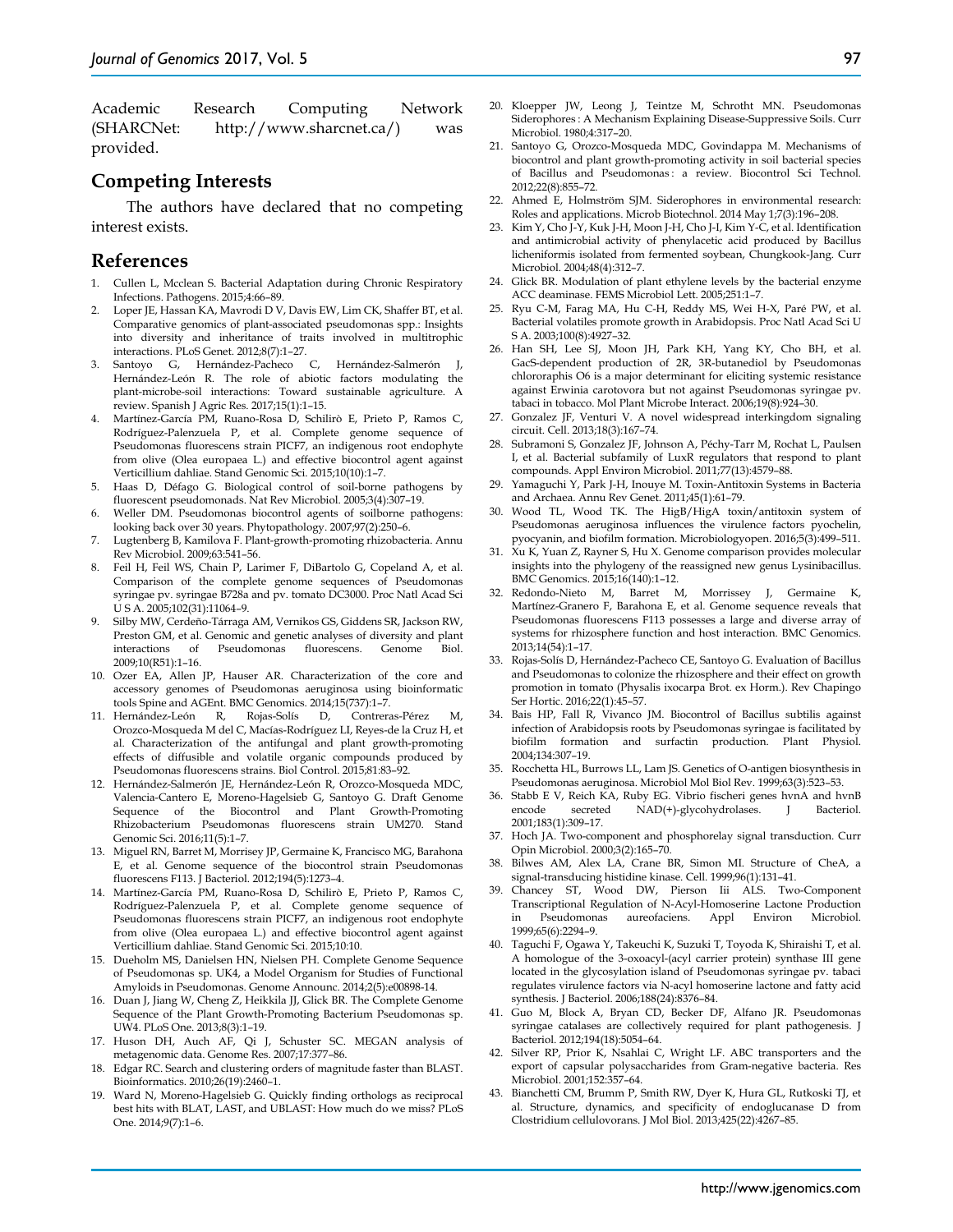Academic Research Computing Network (SHARCNet: http://www.sharcnet.ca/) was provided.

## Competing Interests

The authors have declared that no competing interest exists.

## References

1. Cullen L, Mcclean S. Bacterial Adaptation during Chronic Respiratory Infections. Pathogens. 2015;4:66–89.
2. Loper JE, Hassan KA, Mavrodi D V, Davis EW, Lim CK, Shaffer BT, et al. Comparative genomics of plant-associated pseudomonas spp.: Insights into diversity and inheritance of traits involved in multitrophic interactions. PLoS Genet. 2012;8(7):1–27.
3. Santoyo G, Hernández-Pacheco C, Hernández-Salmerón J, Hernández-León R. The role of abiotic factors modulating the plant-microbe-soil interactions: Toward sustainable agriculture. A review. Spanish J Agric Res. 2017;15(1):1–15.
4. Martínez-García PM, Ruano-Rosa D, Schilirò E, Prieto P, Ramos C, Rodríguez-Palenzuela P, et al. Complete genome sequence of Pseudomonas fluorescens strain PICF7, an indigenous root endophyte from olive (Olea europaea L.) and effective biocontrol agent against Verticillium dahliae. Stand Genomic Sci. 2015;10(10):1–7.
5. Haas D, Défago G. Biological control of soil-borne pathogens by fluorescent pseudomonads. Nat Rev Microbiol. 2005;3(4):307–19.
6. Weller DM. Pseudomonas biocontrol agents of soilborne pathogens: looking back over 30 years. Phytopathology. 2007;97(2):250–6.
7. Lugtenberg B, Kamilova F. Plant-growth-promoting rhizobacteria. Annu Rev Microbiol. 2009;63:541–56.
8. Feil H, Feil WS, Chain P, Larimer F, DiBartolo G, Copeland A, et al. Comparison of the complete genome sequences of Pseudomonas syringae pv. syringae B728a and pv. tomato DC3000. Proc Natl Acad Sci U S A. 2005;102(31):11064–9.
9. Silby MW, Cerdeño-Tárraga AM, Vernikos GS, Giddens SR, Jackson RW, Preston GM, et al. Genomic and genetic analyses of diversity and plant interactions of Pseudomonas fluorescens. Genome Biol. 2009;10(R51):1–16.
10. Ozer EA, Allen JP, Hauser AR. Characterization of the core and accessory genomes of Pseudomonas aeruginosa using bioinformatic tools Spine and AGEnt. BMC Genomics. 2014;15(737):1–7.
11. Hernández-León R, Rojas-Solís D, Contreras-Pérez M, Orozco-Mosqueda M del C, Macías-Rodríguez LI, Reyes-de la Cruz H, et al. Characterization of the antifungal and plant growth-promoting effects of diffusible and volatile organic compounds produced by Pseudomonas fluorescens strains. Biol Control. 2015;81:83–92.
12. Hernández-Salmerón JE, Hernández-León R, Orozco-Mosqueda MDC, Valencia-Cantero E, Moreno-Hagelsieb G, Santoyo G. Draft Genome Sequence of the Biocontrol and Plant Growth-Promoting Rhizobacterium Pseudomonas fluorescens strain UM270. Stand Genomic Sci. 2016;11(5):1–7.
13. Miguel RN, Barret M, Morrisey JP, Germaine K, Francisco MG, Barahona E, et al. Genome sequence of the biocontrol strain Pseudomonas fluorescens F113. J Bacteriol. 2012;194(5):1273–4.
14. Martínez-García PM, Ruano-Rosa D, Schilirò E, Prieto P, Ramos C, Rodríguez-Palenzuela P, et al. Complete genome sequence of Pseudomonas fluorescens strain PICF7, an indigenous root endophyte from olive (Olea europaea L.) and effective biocontrol agent against Verticillium dahliae. Stand Genomic Sci. 2015;10:10.
15. Dueholm MS, Danielsen HN, Nielsen PH. Complete Genome Sequence of Pseudomonas sp. UK4, a Model Organism for Studies of Functional Amyloids in Pseudomonas. Genome Announc. 2014;2(5):e00898-14.
16. Duan J, Jiang W, Cheng Z, Heikkila JJ, Glick BR. The Complete Genome Sequence of the Plant Growth-Promoting Bacterium Pseudomonas sp. UW4. PLoS One. 2013;8(3):1–19.
17. Huson DH, Auch AF, Qi J, Schuster SC. MEGAN analysis of metagenomic data. Genome Res. 2007;17:377–86.
18. Edgar RC. Search and clustering orders of magnitude faster than BLAST. Bioinformatics. 2010;26(19):2460–1.
19. Ward N, Moreno-Hagelsieb G. Quickly finding orthologs as reciprocal best hits with BLAT, LAST, and UBLAST: How much do we miss? PLoS One. 2014;9(7):1–6.
20. Kloepper JW, Leong J, Teintze M, Schrotht MN. Pseudomonas Siderophores : A Mechanism Explaining Disease-Suppressive Soils. Curr Microbiol. 1980;4:317–20.
21. Santoyo G, Orozco-Mosqueda MDC, Govindappa M. Mechanisms of biocontrol and plant growth-promoting activity in soil bacterial species of Bacillus and Pseudomonas : a review. Biocontrol Sci Technol. 2012;22(8):855–72.
22. Ahmed E, Holmström SJM. Siderophores in environmental research: Roles and applications. Microb Biotechnol. 2014 May 1;7(3):196–208.
23. Kim Y, Cho J-Y, Kuk J-H, Moon J-H, Cho J-I, Kim Y-C, et al. Identification and antimicrobial activity of phenylacetic acid produced by Bacillus licheniformis isolated from fermented soybean, Chungkook-Jang. Curr Microbiol. 2004;48(4):312–7.
24. Glick BR. Modulation of plant ethylene levels by the bacterial enzyme ACC deaminase. FEMS Microbiol Lett. 2005;251:1–7.
25. Ryu C-M, Farag MA, Hu C-H, Reddy MS, Wei H-X, Paré PW, et al. Bacterial volatiles promote growth in Arabidopsis. Proc Natl Acad Sci U S A. 2003;100(8):4927–32.
26. Han SH, Lee SJ, Moon JH, Park KH, Yang KY, Cho BH, et al. GacS-dependent production of 2R, 3R-butanediol by Pseudomonas chlororaphis O6 is a major determinant for eliciting systemic resistance against Erwinia carotovora but not against Pseudomonas syringae pv. tabaci in tobacco. Mol Plant Microbe Interact. 2006;19(8):924–30.
27. Gonzalez JF, Venturi V. A novel widespread interkingdom signaling circuit. Cell. 2013;18(3):167–74.
28. Subramoni S, Gonzalez JF, Johnson A, Péchy-Tarr M, Rochat L, Paulsen I, et al. Bacterial subfamily of LuxR regulators that respond to plant compounds. Appl Environ Microbiol. 2011;77(13):4579–88.
29. Yamaguchi Y, Park J-H, Inouye M. Toxin-Antitoxin Systems in Bacteria and Archaea. Annu Rev Genet. 2011;45(1):61–79.
30. Wood TL, Wood TK. The HigB/HigA toxin/antitoxin system of Pseudomonas aeruginosa influences the virulence factors pyochelin, pyocyanin, and biofilm formation. Microbiologyopen. 2016;5(3):499–511.
31. Xu K, Yuan Z, Rayner S, Hu X. Genome comparison provides molecular insights into the phylogeny of the reassigned new genus Lysinibacillus. BMC Genomics. 2015;16(140):1–12.
32. Redondo-Nieto M, Barret M, Morrissey J, Germaine K, Martínez-Granero F, Barahona E, et al. Genome sequence reveals that Pseudomonas fluorescens F113 possesses a large and diverse array of systems for rhizosphere function and host interaction. BMC Genomics. 2013;14(54):1–17.
33. Rojas-Solís D, Hernández-Pacheco CE, Santoyo G. Evaluation of Bacillus and Pseudomonas to colonize the rhizosphere and their effect on growth promotion in tomato (Physalis ixocarpa Brot. ex Horm.). Rev Chapingo Ser Hortic. 2016;22(1):45–57.
34. Bais HP, Fall R, Vivanco JM. Biocontrol of Bacillus subtilis against infection of Arabidopsis roots by Pseudomonas syringae is facilitated by biofilm formation and surfactin production. Plant Physiol. 2004;134:307–19.
35. Rocchetta HL, Burrows LL, Lam JS. Genetics of O-antigen biosynthesis in Pseudomonas aeruginosa. Microbiol Mol Biol Rev. 1999;63(3):523–53.
36. Stabb E V, Reich KA, Ruby EG. Vibrio fischeri genes hvnA and hvnB encode secreted NAD(+)-glycohydrolases. J Bacteriol. 2001;183(1):309–17.
37. Hoch JA. Two-component and phosphorelay signal transduction. Curr Opin Microbiol. 2000;3(2):165–70.
38. Bilwes AM, Alex LA, Crane BR, Simon MI. Structure of CheA, a signal-transducing histidine kinase. Cell. 1999;96(1):131–41.
39. Chancey ST, Wood DW, Pierson Iii ALS. Two-Component Transcriptional Regulation of N-Acyl-Homoserine Lactone Production in Pseudomonas aureofaciens. Appl Environ Microbiol. 1999;65(6):2294–9.
40. Taguchi F, Ogawa Y, Takeuchi K, Suzuki T, Toyoda K, Shiraishi T, et al. A homologue of the 3-oxoacyl-(acyl carrier protein) synthase III gene located in the glycosylation island of Pseudomonas syringae pv. tabaci regulates virulence factors via N-acyl homoserine lactone and fatty acid synthesis. J Bacteriol. 2006;188(24):8376–84.
41. Guo M, Block A, Bryan CD, Becker DF, Alfano JR. Pseudomonas syringae catalases are collectively required for plant pathogenesis. J Bacteriol. 2012;194(18):5054–64.
42. Silver RP, Prior K, Nsahlai C, Wright LF. ABC transporters and the export of capsular polysaccharides from Gram-negative bacteria. Res Microbiol. 2001;152:357–64.
43. Bianchetti CM, Brumm P, Smith RW, Dyer K, Hura GL, Rutkoski TJ, et al. Structure, dynamics, and specificity of endoglucanase D from Clostridium cellulovorans. J Mol Biol. 2013;425(22):4267–85.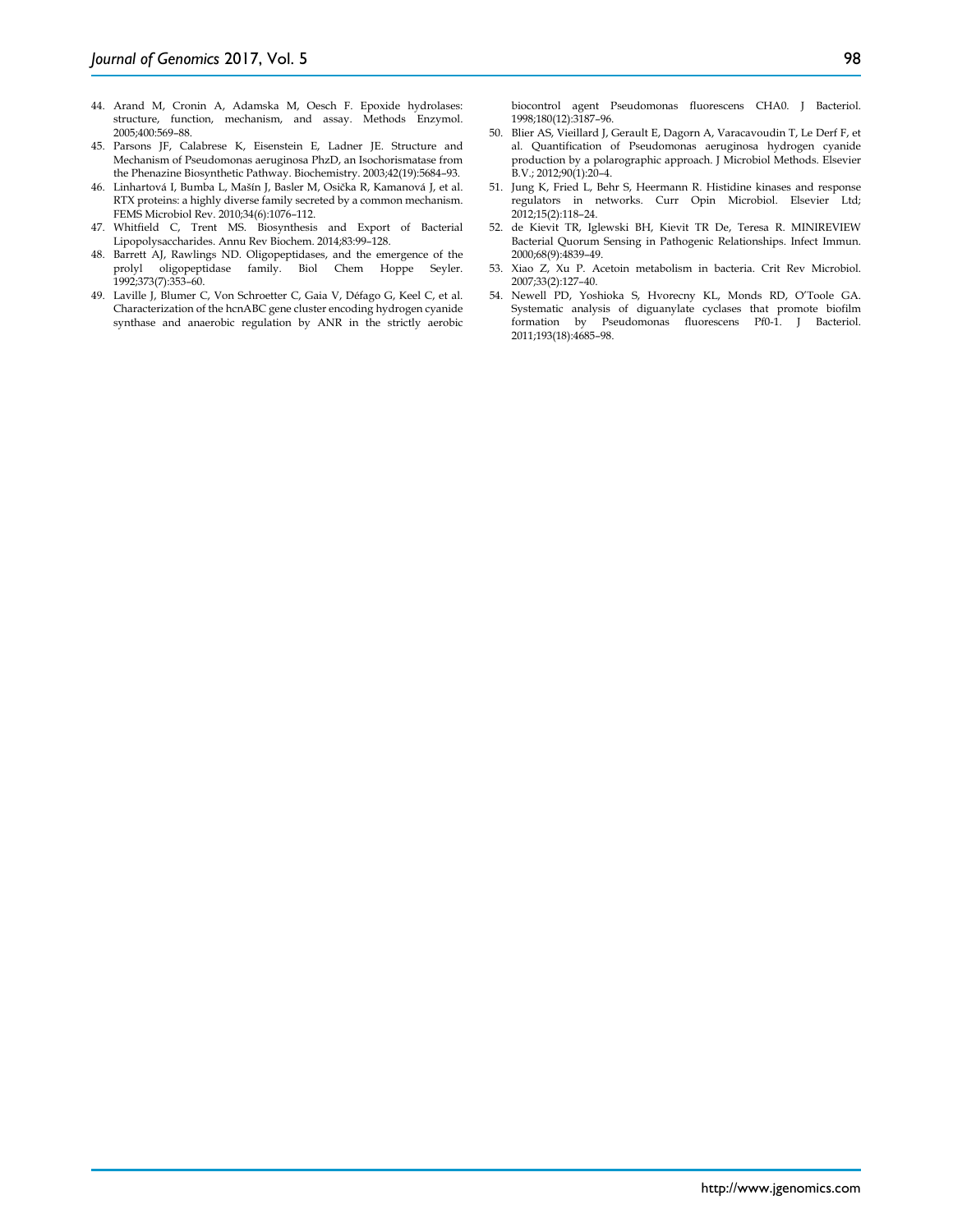44. Arand M, Cronin A, Adamska M, Oesch F. Epoxide hydrolases: structure, function, mechanism, and assay. Methods Enzymol. 2005;400:569–88.
45. Parsons JF, Calabrese K, Eisenstein E, Ladner JE. Structure and Mechanism of Pseudomonas aeruginosa PhzD, an Isochorismatase from the Phenazine Biosynthetic Pathway. Biochemistry. 2003;42(19):5684–93.
46. Linhartová I, Bumba L, Mašín J, Basler M, Osička R, Kamanová J, et al. RTX proteins: a highly diverse family secreted by a common mechanism. FEMS Microbiol Rev. 2010;34(6):1076–112.
47. Whitfield C, Trent MS. Biosynthesis and Export of Bacterial Lipopolysaccharides. Annu Rev Biochem. 2014;83:99–128.
48. Barrett AJ, Rawlings ND. Oligopeptidases, and the emergence of the prolyl oligopeptidase family. Biol Chem Hoppe Seyler. 1992;373(7):353–60.
49. Laville J, Blumer C, Von Schroetter C, Gaia V, Défago G, Keel C, et al. Characterization of the hcnABC gene cluster encoding hydrogen cyanide synthase and anaerobic regulation by ANR in the strictly aerobic biocontrol agent Pseudomonas fluorescens CHA0. J Bacteriol. 1998;180(12):3187–96.
50. Blier AS, Vieillard J, Gerault E, Dagorn A, Varacavoudin T, Le Derf F, et al. Quantification of Pseudomonas aeruginosa hydrogen cyanide production by a polarographic approach. J Microbiol Methods. Elsevier B.V.; 2012;90(1):20–4.
51. Jung K, Fried L, Behr S, Heermann R. Histidine kinases and response regulators in networks. Curr Opin Microbiol. Elsevier Ltd; 2012;15(2):118–24.
52. de Kievit TR, Iglewski BH, Kievit TR De, Teresa R. MINIREVIEW Bacterial Quorum Sensing in Pathogenic Relationships. Infect Immun. 2000;68(9):4839–49.
53. Xiao Z, Xu P. Acetoin metabolism in bacteria. Crit Rev Microbiol. 2007;33(2):127–40.
54. Newell PD, Yoshioka S, Hvorecny KL, Monds RD, O'Toole GA. Systematic analysis of diguanylate cyclases that promote biofilm formation by Pseudomonas fluorescens Pf0-1. J Bacteriol. 2011;193(18):4685–98.